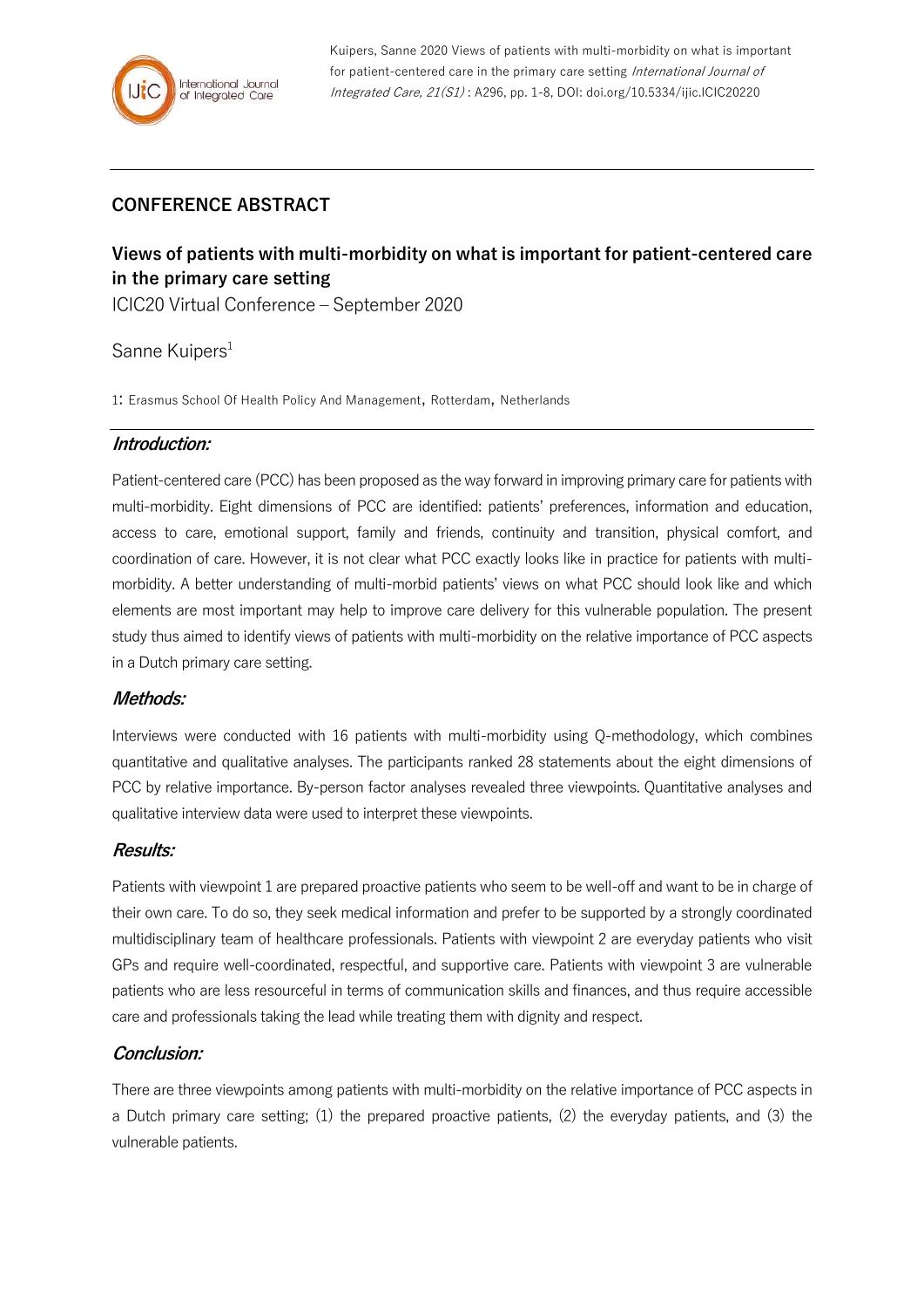Kuipers, Sanne 2020 Views of patients with multi-morbidity on what is important for patient-centered care in the primary care setting *International Journal of Integrated Care, 21(S1)* : A296, pp. 1-8, DOI: doi.org/10.5334/ijic.ICIC20220

## CONFERENCE ABSTRACT

# Views of patients with multi-morbidity on what is important for patient-centered care in the primary care setting

ICIC20 Virtual Conference – September 2020

Sanne Kuipers[1]

1: Erasmus School Of Health Policy And Management, Rotterdam, Netherlands

### *Introduction:*

Patient-centered care (PCC) has been proposed as the way forward in improving primary care for patients with multi-morbidity. Eight dimensions of PCC are identified: patients' preferences, information and education, access to care, emotional support, family and friends, continuity and transition, physical comfort, and coordination of care. However, it is not clear what PCC exactly looks like in practice for patients with multi-morbidity. A better understanding of multi-morbid patients' views on what PCC should look like and which elements are most important may help to improve care delivery for this vulnerable population. The present study thus aimed to identify views of patients with multi-morbidity on the relative importance of PCC aspects in a Dutch primary care setting.

### *Methods:*

Interviews were conducted with 16 patients with multi-morbidity using Q-methodology, which combines quantitative and qualitative analyses. The participants ranked 28 statements about the eight dimensions of PCC by relative importance. By-person factor analyses revealed three viewpoints. Quantitative analyses and qualitative interview data were used to interpret these viewpoints.

### *Results:*

Patients with viewpoint 1 are prepared proactive patients who seem to be well-off and want to be in charge of their own care. To do so, they seek medical information and prefer to be supported by a strongly coordinated multidisciplinary team of healthcare professionals. Patients with viewpoint 2 are everyday patients who visit GPs and require well-coordinated, respectful, and supportive care. Patients with viewpoint 3 are vulnerable patients who are less resourceful in terms of communication skills and finances, and thus require accessible care and professionals taking the lead while treating them with dignity and respect.

### *Conclusion:*

There are three viewpoints among patients with multi-morbidity on the relative importance of PCC aspects in a Dutch primary care setting; (1) the prepared proactive patients, (2) the everyday patients, and (3) the vulnerable patients.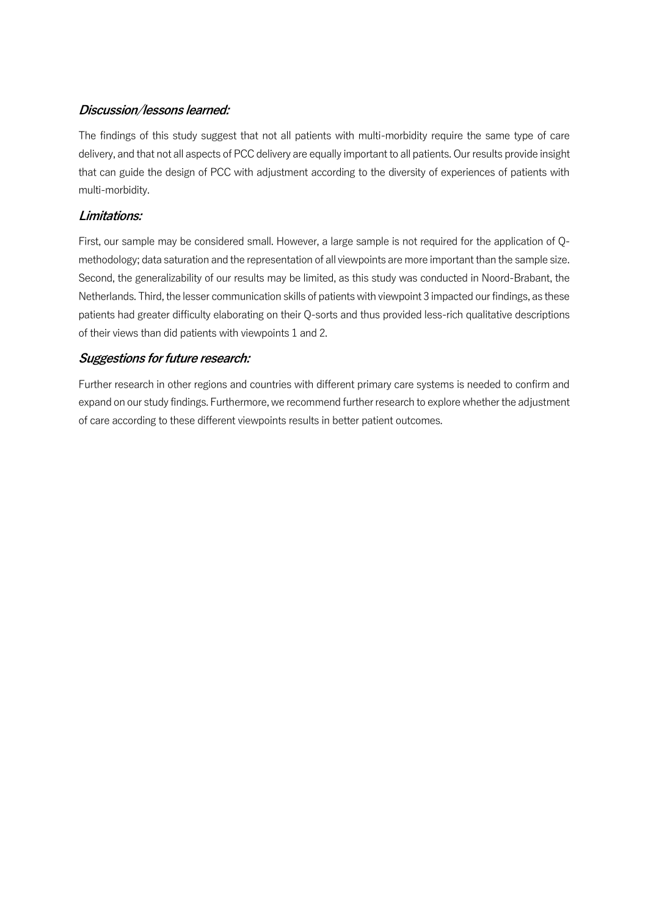### *Discussion/lessons learned:*

The findings of this study suggest that not all patients with multi-morbidity require the same type of care delivery, and that not all aspects of PCC delivery are equally important to all patients. Our results provide insight that can guide the design of PCC with adjustment according to the diversity of experiences of patients with multi-morbidity.

### *Limitations:*

First, our sample may be considered small. However, a large sample is not required for the application of Q-methodology; data saturation and the representation of all viewpoints are more important than the sample size. Second, the generalizability of our results may be limited, as this study was conducted in Noord-Brabant, the Netherlands. Third, the lesser communication skills of patients with viewpoint 3 impacted our findings, as these patients had greater difficulty elaborating on their Q-sorts and thus provided less-rich qualitative descriptions of their views than did patients with viewpoints 1 and 2.

### *Suggestions for future research:*

Further research in other regions and countries with different primary care systems is needed to confirm and expand on our study findings. Furthermore, we recommend further research to explore whether the adjustment of care according to these different viewpoints results in better patient outcomes.